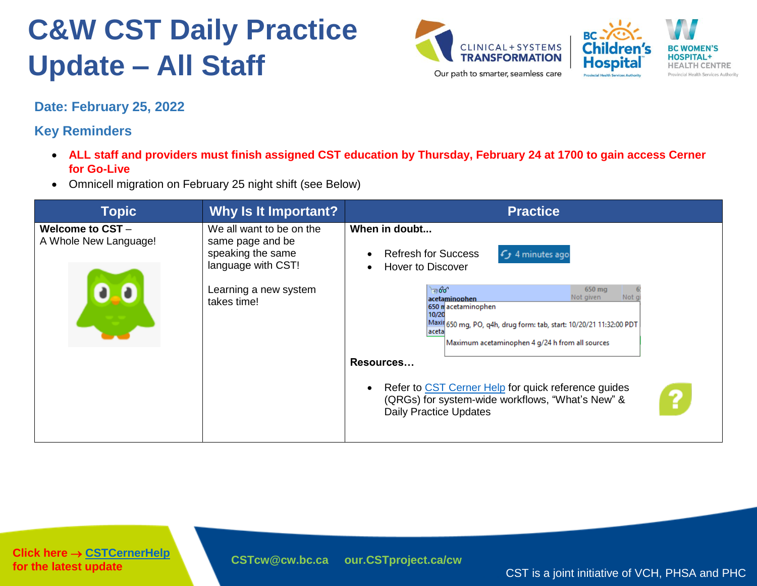# C&W CST Daily Practice Update – All Staff

**Date: February 25, 2022**

## Key Reminders

- **ALL staff and providers must finish assigned CST education by Thursday, February 24 at 1700 to gain access Cerner for Go-Live**
- Omnicell migration on February 25 night shift (see Below)

| Topic | Why Is It Important? | Practice |
|---|---|---|
| **Welcome to CST** – A Whole New Language! | We all want to be on the same page and be speaking the same language with CST!<br><br>Learning a new system takes time! | **When in doubt...**<br>• Refresh for Success (4 minutes ago)<br>• Hover to Discover<br>acetaminophen<br>650 mg, PO, q4h, drug form: tab, start: 10/20/21 11:32:00 PDT<br>Maximum acetaminophen 4 g/24 h from all sources<br><br>**Resources…**<br>• Refer to CST Cerner Help for quick reference guides (QRGs) for system-wide workflows, “What’s New” & Daily Practice Updates |

Click here → CSTCernerHelp for the latest update

CSTcw@cw.bc.ca     our.CSTproject.ca/cw

CST is a joint initiative of VCH, PHSA and PHC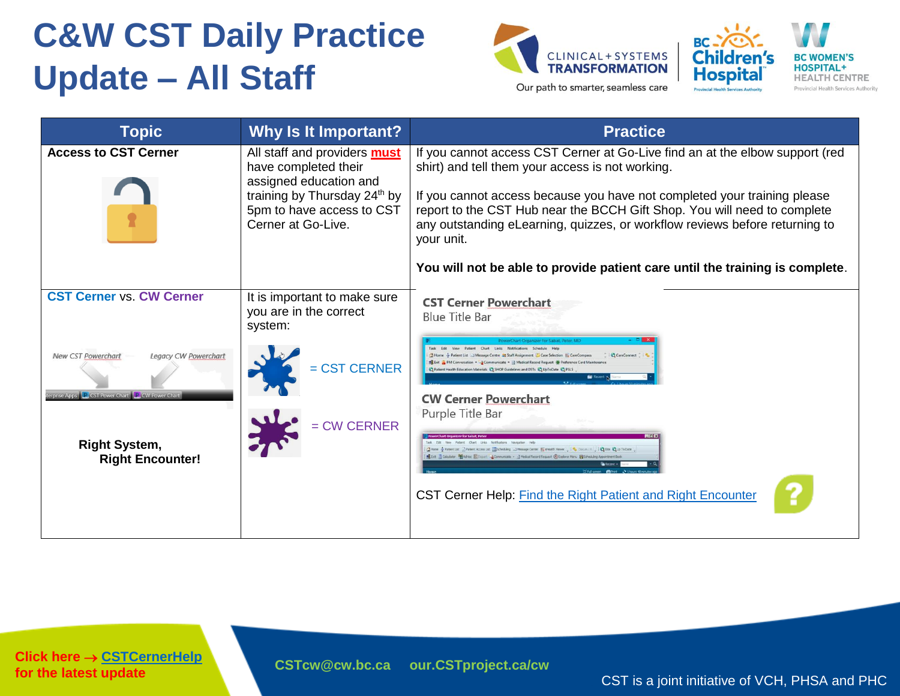# C&W CST Daily Practice Update – All Staff

| Topic | Why Is It Important? | Practice |
|---|---|---|
| **Access to CST Cerner** | All staff and providers **must** have completed their assigned education and training by Thursday 24th by 5pm to have access to CST Cerner at Go-Live. | If you cannot access CST Cerner at Go-Live find an at the elbow support (red shirt) and tell them your access is not working.<br><br>If you cannot access because you have not completed your training please report to the CST Hub near the BCCH Gift Shop. You will need to complete any outstanding eLearning, quizzes, or workflow reviews before returning to your unit.<br><br>**You will not be able to provide patient care until the training is complete**. |
| **CST Cerner** vs. **CW Cerner**<br><br>*New CST Powerchart* *Legacy CW Powerchart*<br><br>**Right System, Right Encounter!** | It is important to make sure you are in the correct system:<br><br>= CST CERNER<br><br>= CW CERNER | **CST Cerner Powerchart**<br>Blue Title Bar<br><br>**CW Cerner Powerchart**<br>Purple Title Bar<br><br>CST Cerner Help: [Find the Right Patient and Right Encounter]() |

**Click here → [CSTCernerHelp]() for the latest update**

CSTcw@cw.bc.ca our.CSTproject.ca/cw

CST is a joint initiative of VCH, PHSA and PHC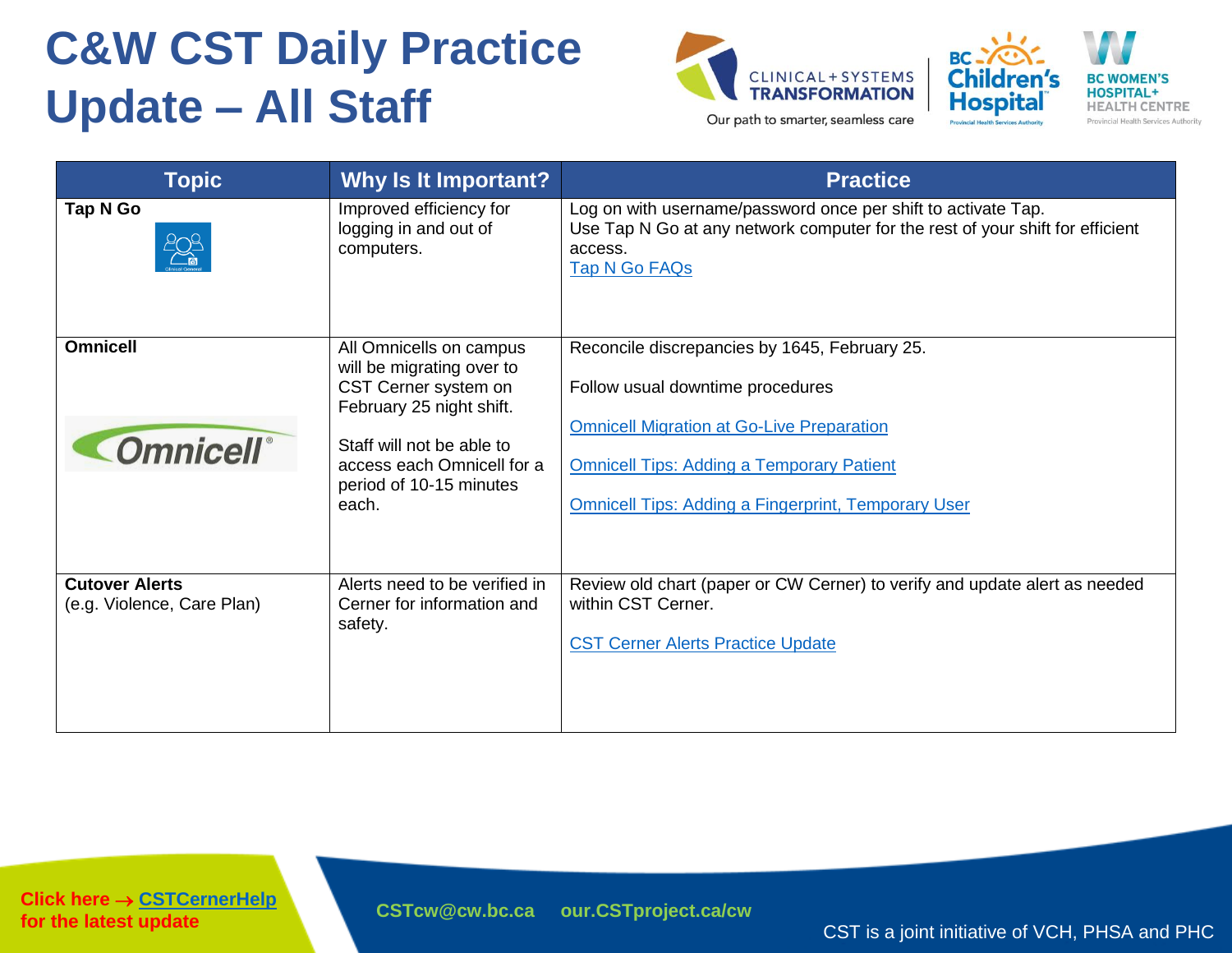# C&W CST Daily Practice Update – All Staff

| Topic | Why Is It Important? | Practice |
|---|---|---|
| **Tap N Go** | Improved efficiency for logging in and out of computers. | Log on with username/password once per shift to activate Tap.<br>Use Tap N Go at any network computer for the rest of your shift for efficient access.<br>Tap N Go FAQs |
| **Omnicell** | All Omnicells on campus will be migrating over to CST Cerner system on February 25 night shift.<br><br>Staff will not be able to access each Omnicell for a period of 10-15 minutes each. | Reconcile discrepancies by 1645, February 25.<br><br>Follow usual downtime procedures<br><br>Omnicell Migration at Go-Live Preparation<br><br>Omnicell Tips: Adding a Temporary Patient<br><br>Omnicell Tips: Adding a Fingerprint, Temporary User |
| **Cutover Alerts**<br>(e.g. Violence, Care Plan) | Alerts need to be verified in Cerner for information and safety. | Review old chart (paper or CW Cerner) to verify and update alert as needed within CST Cerner.<br><br>CST Cerner Alerts Practice Update |

Click here → CSTCernerHelp for the latest update

CSTcw@cw.bc.ca our.CSTproject.ca/cw

CST is a joint initiative of VCH, PHSA and PHC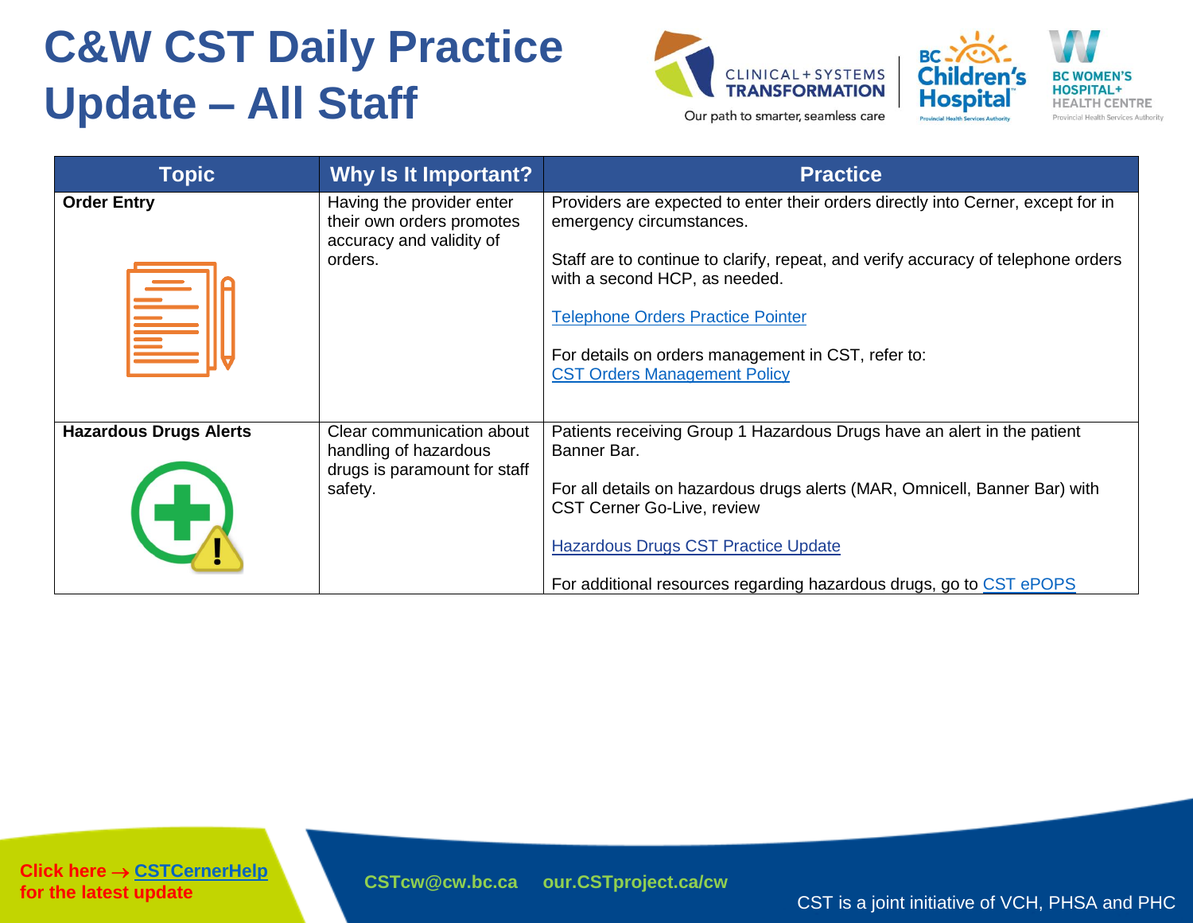# C&W CST Daily Practice Update – All Staff

| Topic | Why Is It Important? | Practice |
|---|---|---|
| **Order Entry** | Having the provider enter their own orders promotes accuracy and validity of orders. | Providers are expected to enter their orders directly into Cerner, except for in emergency circumstances.<br><br>Staff are to continue to clarify, repeat, and verify accuracy of telephone orders with a second HCP, as needed.<br><br>Telephone Orders Practice Pointer<br><br>For details on orders management in CST, refer to:<br>CST Orders Management Policy |
| **Hazardous Drugs Alerts** | Clear communication about handling of hazardous drugs is paramount for staff safety. | Patients receiving Group 1 Hazardous Drugs have an alert in the patient Banner Bar.<br><br>For all details on hazardous drugs alerts (MAR, Omnicell, Banner Bar) with CST Cerner Go-Live, review<br><br>Hazardous Drugs CST Practice Update<br><br>For additional resources regarding hazardous drugs, go to CST ePOPS |

Click here → CSTCernerHelp for the latest update

CSTcw@cw.bc.ca our.CSTproject.ca/cw

CST is a joint initiative of VCH, PHSA and PHC